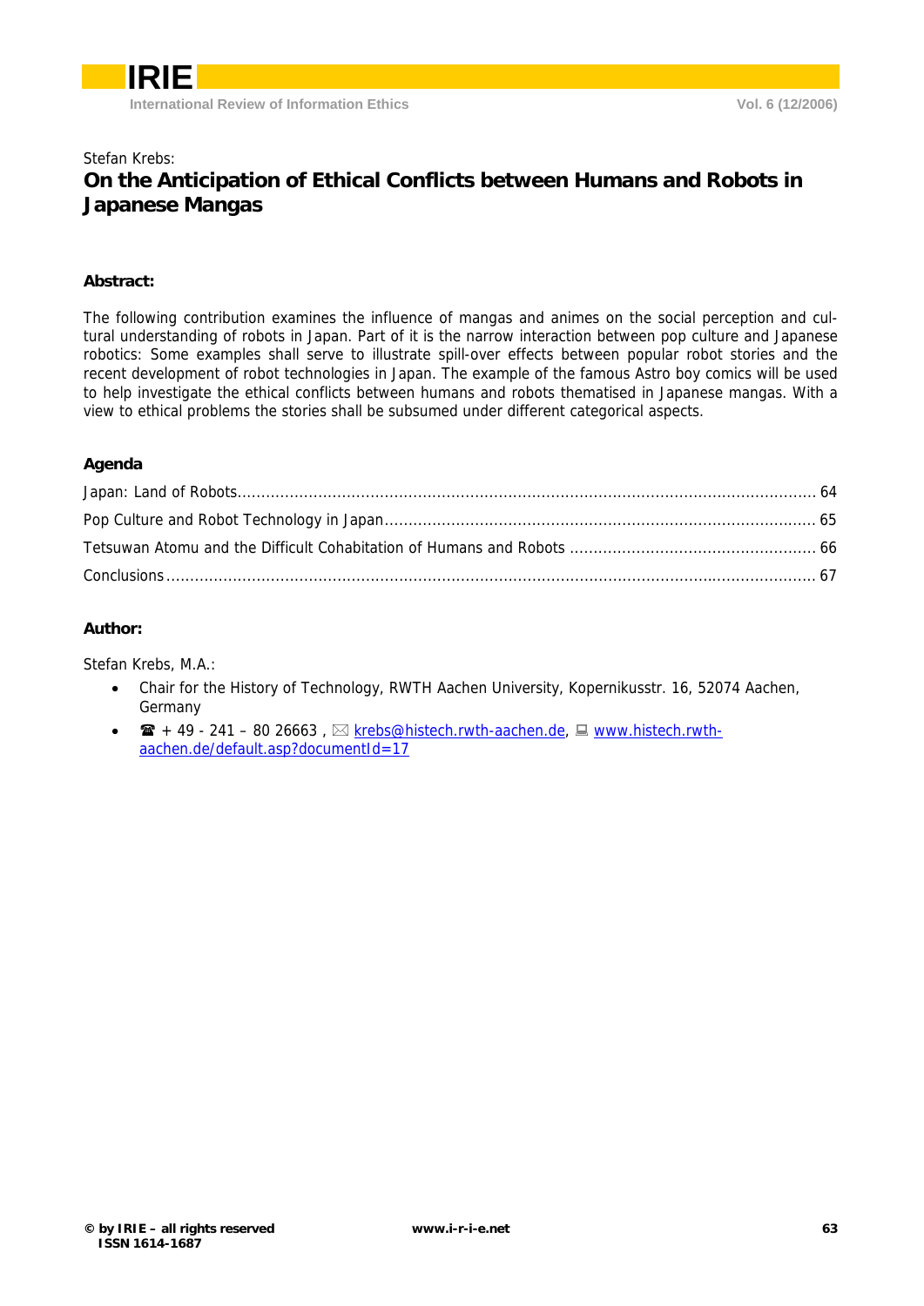Stefan Krebs:

# On the Anticipation of Ethical Conflicts between Humans and Robots in Japanese Mangas

### Abstract:

The following contribution examines the influence of mangas and animes on the social perception and cultural understanding of robots in Japan. Part of it is the narrow interaction between pop culture and Japanese robotics: Some examples shall serve to illustrate spill-over effects between popular robot stories and the recent development of robot technologies in Japan. The example of the famous Astro boy comics will be used to help investigate the ethical conflicts between humans and robots thematised in Japanese mangas. With a view to ethical problems the stories shall be subsumed under different categorical aspects.

### Agenda

Japan: Land of Robots ........................................................ 64

Pop Culture and Robot Technology in Japan ........................................................ 65

Tetsuwan Atomu and the Difficult Cohabitation of Humans and Robots ........................................................ 66

Conclusions ........................................................ 67

### Author:

Stefan Krebs, M.A.:

- Chair for the History of Technology, RWTH Aachen University, Kopernikusstr. 16, 52074 Aachen, Germany
- ☎ + 49 - 241 – 80 26663 , ✉ krebs@histech.rwth-aachen.de, 🖳 www.histech.rwth-aachen.de/default.asp?documentId=17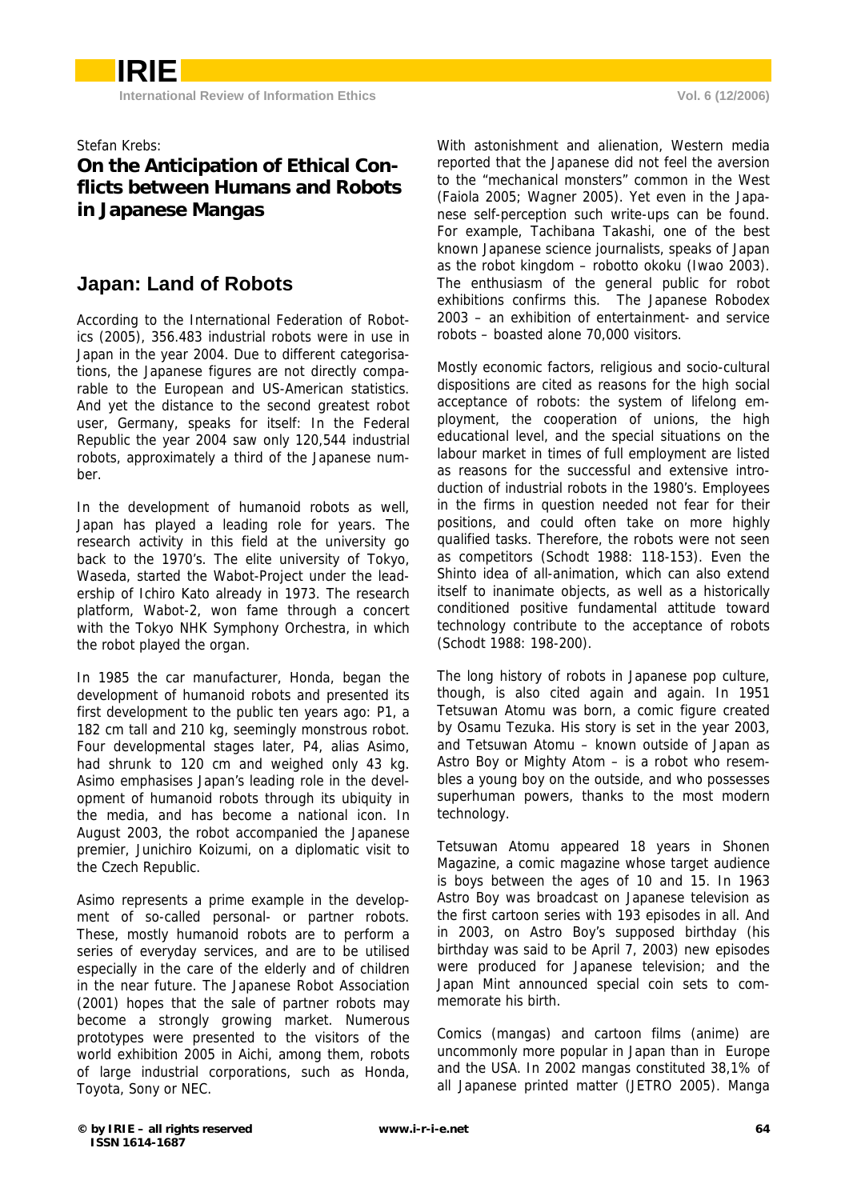Stefan Krebs:

# On the Anticipation of Ethical Conflicts between Humans and Robots in Japanese Mangas

## Japan: Land of Robots

According to the International Federation of Robotics (2005), 356.483 industrial robots were in use in Japan in the year 2004. Due to different categorisations, the Japanese figures are not directly comparable to the European and US-American statistics. And yet the distance to the second greatest robot user, Germany, speaks for itself: In the Federal Republic the year 2004 saw only 120,544 industrial robots, approximately a third of the Japanese number.

In the development of humanoid robots as well, Japan has played a leading role for years. The research activity in this field at the university go back to the 1970's. The elite university of Tokyo, Waseda, started the Wabot-Project under the leadership of Ichiro Kato already in 1973. The research platform, Wabot-2, won fame through a concert with the Tokyo NHK Symphony Orchestra, in which the robot played the organ.

In 1985 the car manufacturer, Honda, began the development of humanoid robots and presented its first development to the public ten years ago: P1, a 182 cm tall and 210 kg, seemingly monstrous robot. Four developmental stages later, P4, alias Asimo, had shrunk to 120 cm and weighed only 43 kg. Asimo emphasises Japan's leading role in the development of humanoid robots through its ubiquity in the media, and has become a national icon. In August 2003, the robot accompanied the Japanese premier, Junichiro Koizumi, on a diplomatic visit to the Czech Republic.

Asimo represents a prime example in the development of so-called personal- or partner robots. These, mostly humanoid robots are to perform a series of everyday services, and are to be utilised especially in the care of the elderly and of children in the near future. The Japanese Robot Association (2001) hopes that the sale of partner robots may become a strongly growing market. Numerous prototypes were presented to the visitors of the world exhibition 2005 in Aichi, among them, robots of large industrial corporations, such as Honda, Toyota, Sony or NEC.

With astonishment and alienation, Western media reported that the Japanese did not feel the aversion to the "mechanical monsters" common in the West (Faiola 2005; Wagner 2005). Yet even in the Japanese self-perception such write-ups can be found. For example, Tachibana Takashi, one of the best known Japanese science journalists, speaks of Japan as the robot kingdom – robotto okoku (Iwao 2003). The enthusiasm of the general public for robot exhibitions confirms this. The Japanese Robodex 2003 – an exhibition of entertainment- and service robots – boasted alone 70,000 visitors.

Mostly economic factors, religious and socio-cultural dispositions are cited as reasons for the high social acceptance of robots: the system of lifelong employment, the cooperation of unions, the high educational level, and the special situations on the labour market in times of full employment are listed as reasons for the successful and extensive introduction of industrial robots in the 1980's. Employees in the firms in question needed not fear for their positions, and could often take on more highly qualified tasks. Therefore, the robots were not seen as competitors (Schodt 1988: 118-153). Even the Shinto idea of all-animation, which can also extend itself to inanimate objects, as well as a historically conditioned positive fundamental attitude toward technology contribute to the acceptance of robots (Schodt 1988: 198-200).

The long history of robots in Japanese pop culture, though, is also cited again and again. In 1951 Tetsuwan Atomu was born, a comic figure created by Osamu Tezuka. His story is set in the year 2003, and Tetsuwan Atomu – known outside of Japan as Astro Boy or Mighty Atom – is a robot who resembles a young boy on the outside, and who possesses superhuman powers, thanks to the most modern technology.

Tetsuwan Atomu appeared 18 years in Shonen Magazine, a comic magazine whose target audience is boys between the ages of 10 and 15. In 1963 Astro Boy was broadcast on Japanese television as the first cartoon series with 193 episodes in all. And in 2003, on Astro Boy's supposed birthday (his birthday was said to be April 7, 2003) new episodes were produced for Japanese television; and the Japan Mint announced special coin sets to commemorate his birth.

Comics (mangas) and cartoon films (anime) are uncommonly more popular in Japan than in Europe and the USA. In 2002 mangas constituted 38,1% of all Japanese printed matter (JETRO 2005). Manga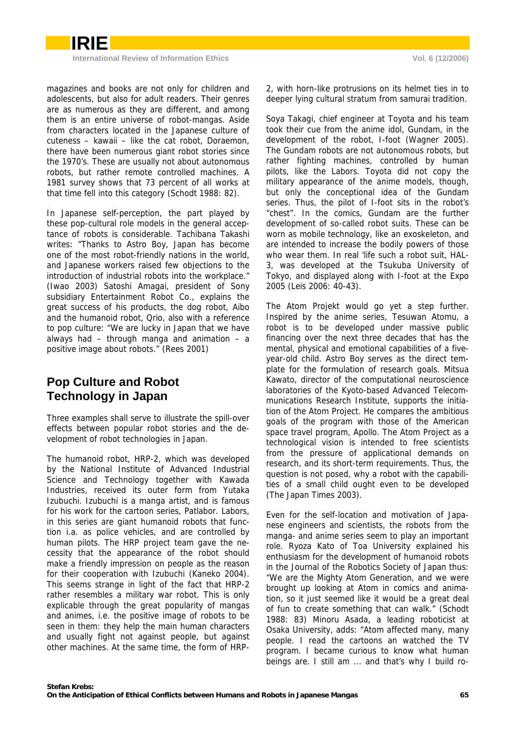magazines and books are not only for children and adolescents, but also for adult readers. Their genres are as numerous as they are different, and among them is an entire universe of robot-mangas. Aside from characters located in the Japanese culture of cuteness – kawaii – like the cat robot, Doraemon, there have been numerous giant robot stories since the 1970's. These are usually not about autonomous robots, but rather remote controlled machines. A 1981 survey shows that 73 percent of all works at that time fell into this category (Schodt 1988: 82).

In Japanese self-perception, the part played by these pop-cultural role models in the general acceptance of robots is considerable. Tachibana Takashi writes: "Thanks to Astro Boy, Japan has become one of the most robot-friendly nations in the world, and Japanese workers raised few objections to the introduction of industrial robots into the workplace." (Iwao 2003) Satoshi Amagai, president of Sony subsidiary Entertainment Robot Co., explains the great success of his products, the dog robot, Aibo and the humanoid robot, Qrio, also with a reference to pop culture: "We are lucky in Japan that we have always had – through manga and animation – a positive image about robots." (Rees 2001)

## Pop Culture and Robot Technology in Japan

Three examples shall serve to illustrate the spill-over effects between popular robot stories and the development of robot technologies in Japan.

The humanoid robot, HRP-2, which was developed by the National Institute of Advanced Industrial Science and Technology together with Kawada Industries, received its outer form from Yutaka Izubuchi. Izubuchi is a manga artist, and is famous for his work for the cartoon series, Patlabor. Labors, in this series are giant humanoid robots that function i.a. as police vehicles, and are controlled by human pilots. The HRP project team gave the necessity that the appearance of the robot should make a friendly impression on people as the reason for their cooperation with Izubuchi (Kaneko 2004). This seems strange in light of the fact that HRP-2 rather resembles a military war robot. This is only explicable through the great popularity of mangas and animes, i.e. the positive image of robots to be seen in them: they help the main human characters and usually fight not against people, but against other machines. At the same time, the form of HRP-2, with horn-like protrusions on its helmet ties in to deeper lying cultural stratum from samurai tradition.

Soya Takagi, chief engineer at Toyota and his team took their cue from the anime idol, Gundam, in the development of the robot, I-foot (Wagner 2005). The Gundam robots are not autonomous robots, but rather fighting machines, controlled by human pilots, like the Labors. Toyota did not copy the military appearance of the anime models, though, but only the conceptional idea of the Gundam series. Thus, the pilot of I-foot sits in the robot's "chest". In the comics, Gundam are the further development of so-called robot suits. These can be worn as mobile technology, like an exoskeleton, and are intended to increase the bodily powers of those who wear them. In real 'life such a robot suit, HAL-3, was developed at the Tsukuba University of Tokyo, and displayed along with I-foot at the Expo 2005 (Leis 2006: 40-43).

The Atom Projekt would go yet a step further. Inspired by the anime series, Tesuwan Atomu, a robot is to be developed under massive public financing over the next three decades that has the mental, physical and emotional capabilities of a five-year-old child. Astro Boy serves as the direct template for the formulation of research goals. Mitsua Kawato, director of the computational neuroscience laboratories of the Kyoto-based Advanced Telecommunications Research Institute, supports the initiation of the Atom Project. He compares the ambitious goals of the program with those of the American space travel program, Apollo. The Atom Project as a technological vision is intended to free scientists from the pressure of applicational demands on research, and its short-term requirements. Thus, the question is not posed, why a robot with the capabilities of a small child ought even to be developed (The Japan Times 2003).

Even for the self-location and motivation of Japanese engineers and scientists, the robots from the manga- and anime series seem to play an important role. Ryoza Kato of Toa University explained his enthusiasm for the development of humanoid robots in the Journal of the Robotics Society of Japan thus: "We are the Mighty Atom Generation, and we were brought up looking at Atom in comics and animation, so it just seemed like it would be a great deal of fun to create something that can walk." (Schodt 1988: 83) Minoru Asada, a leading roboticist at Osaka University, adds: "Atom affected many, many people. I read the cartoons an watched the TV program. I became curious to know what human beings are. I still am ... and that's why I build ro-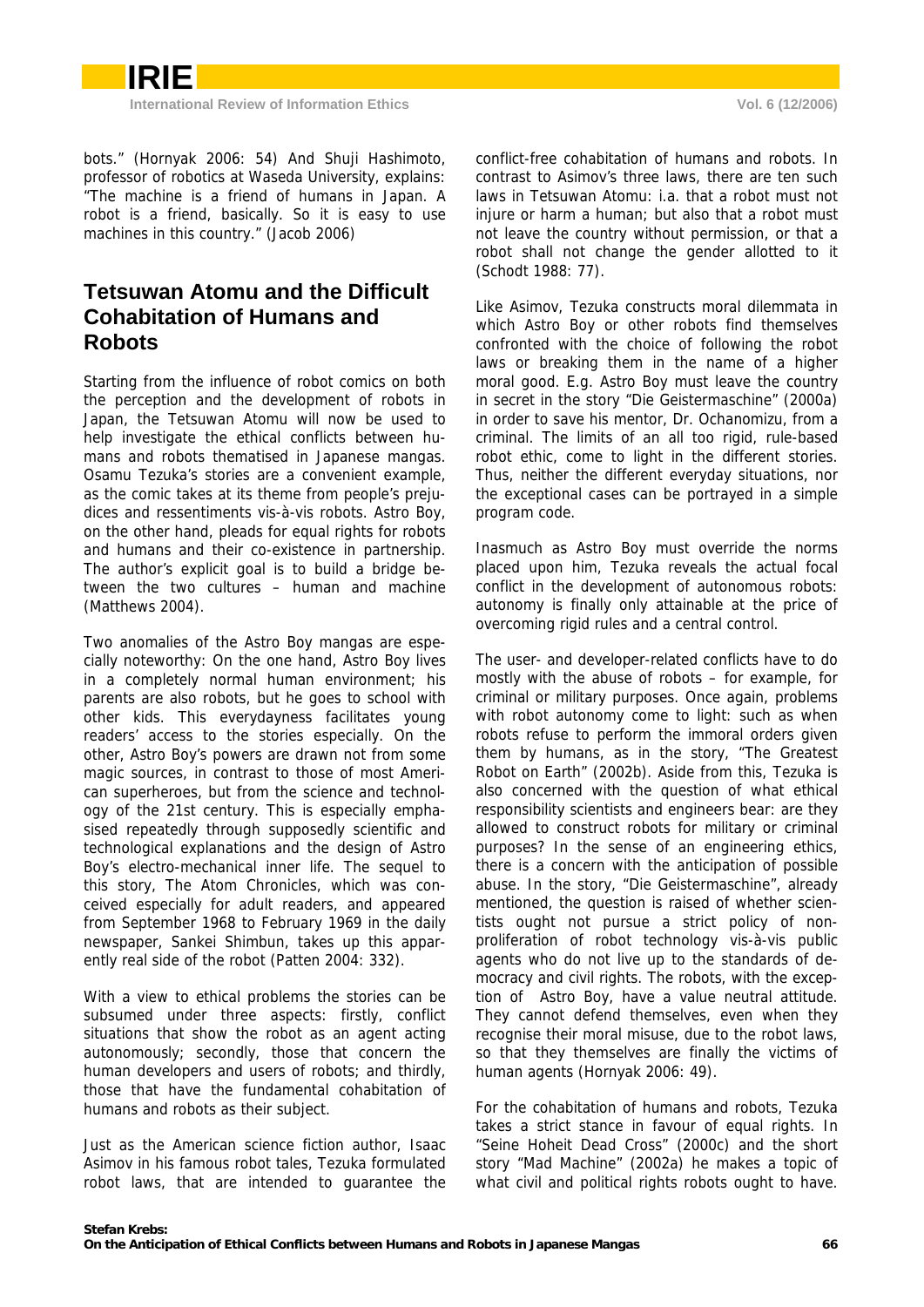bots." (Hornyak 2006: 54) And Shuji Hashimoto, professor of robotics at Waseda University, explains: "The machine is a friend of humans in Japan. A robot is a friend, basically. So it is easy to use machines in this country." (Jacob 2006)

## Tetsuwan Atomu and the Difficult Cohabitation of Humans and Robots

Starting from the influence of robot comics on both the perception and the development of robots in Japan, the Tetsuwan Atomu will now be used to help investigate the ethical conflicts between humans and robots thematised in Japanese mangas. Osamu Tezuka's stories are a convenient example, as the comic takes at its theme from people's prejudices and ressentiments vis-à-vis robots. Astro Boy, on the other hand, pleads for equal rights for robots and humans and their co-existence in partnership. The author's explicit goal is to build a bridge between the two cultures – human and machine (Matthews 2004).

Two anomalies of the Astro Boy mangas are especially noteworthy: On the one hand, Astro Boy lives in a completely normal human environment; his parents are also robots, but he goes to school with other kids. This everydayness facilitates young readers' access to the stories especially. On the other, Astro Boy's powers are drawn not from some magic sources, in contrast to those of most American superheroes, but from the science and technology of the 21st century. This is especially emphasised repeatedly through supposedly scientific and technological explanations and the design of Astro Boy's electro-mechanical inner life. The sequel to this story, The Atom Chronicles, which was conceived especially for adult readers, and appeared from September 1968 to February 1969 in the daily newspaper, Sankei Shimbun, takes up this apparently real side of the robot (Patten 2004: 332).

With a view to ethical problems the stories can be subsumed under three aspects: firstly, conflict situations that show the robot as an agent acting autonomously; secondly, those that concern the human developers and users of robots; and thirdly, those that have the fundamental cohabitation of humans and robots as their subject.

Just as the American science fiction author, Isaac Asimov in his famous robot tales, Tezuka formulated robot laws, that are intended to guarantee the conflict-free cohabitation of humans and robots. In contrast to Asimov's three laws, there are ten such laws in Tetsuwan Atomu: i.a. that a robot must not injure or harm a human; but also that a robot must not leave the country without permission, or that a robot shall not change the gender allotted to it (Schodt 1988: 77).

Like Asimov, Tezuka constructs moral dilemmata in which Astro Boy or other robots find themselves confronted with the choice of following the robot laws or breaking them in the name of a higher moral good. E.g. Astro Boy must leave the country in secret in the story "Die Geistermaschine" (2000a) in order to save his mentor, Dr. Ochanomizu, from a criminal. The limits of an all too rigid, rule-based robot ethic, come to light in the different stories. Thus, neither the different everyday situations, nor the exceptional cases can be portrayed in a simple program code.

Inasmuch as Astro Boy must override the norms placed upon him, Tezuka reveals the actual focal conflict in the development of autonomous robots: autonomy is finally only attainable at the price of overcoming rigid rules and a central control.

The user- and developer-related conflicts have to do mostly with the abuse of robots – for example, for criminal or military purposes. Once again, problems with robot autonomy come to light: such as when robots refuse to perform the immoral orders given them by humans, as in the story, "The Greatest Robot on Earth" (2002b). Aside from this, Tezuka is also concerned with the question of what ethical responsibility scientists and engineers bear: are they allowed to construct robots for military or criminal purposes? In the sense of an engineering ethics, there is a concern with the anticipation of possible abuse. In the story, "Die Geistermaschine", already mentioned, the question is raised of whether scientists ought not pursue a strict policy of non-proliferation of robot technology vis-à-vis public agents who do not live up to the standards of democracy and civil rights. The robots, with the exception of Astro Boy, have a value neutral attitude. They cannot defend themselves, even when they recognise their moral misuse, due to the robot laws, so that they themselves are finally the victims of human agents (Hornyak 2006: 49).

For the cohabitation of humans and robots, Tezuka takes a strict stance in favour of equal rights. In "Seine Hoheit Dead Cross" (2000c) and the short story "Mad Machine" (2002a) he makes a topic of what civil and political rights robots ought to have.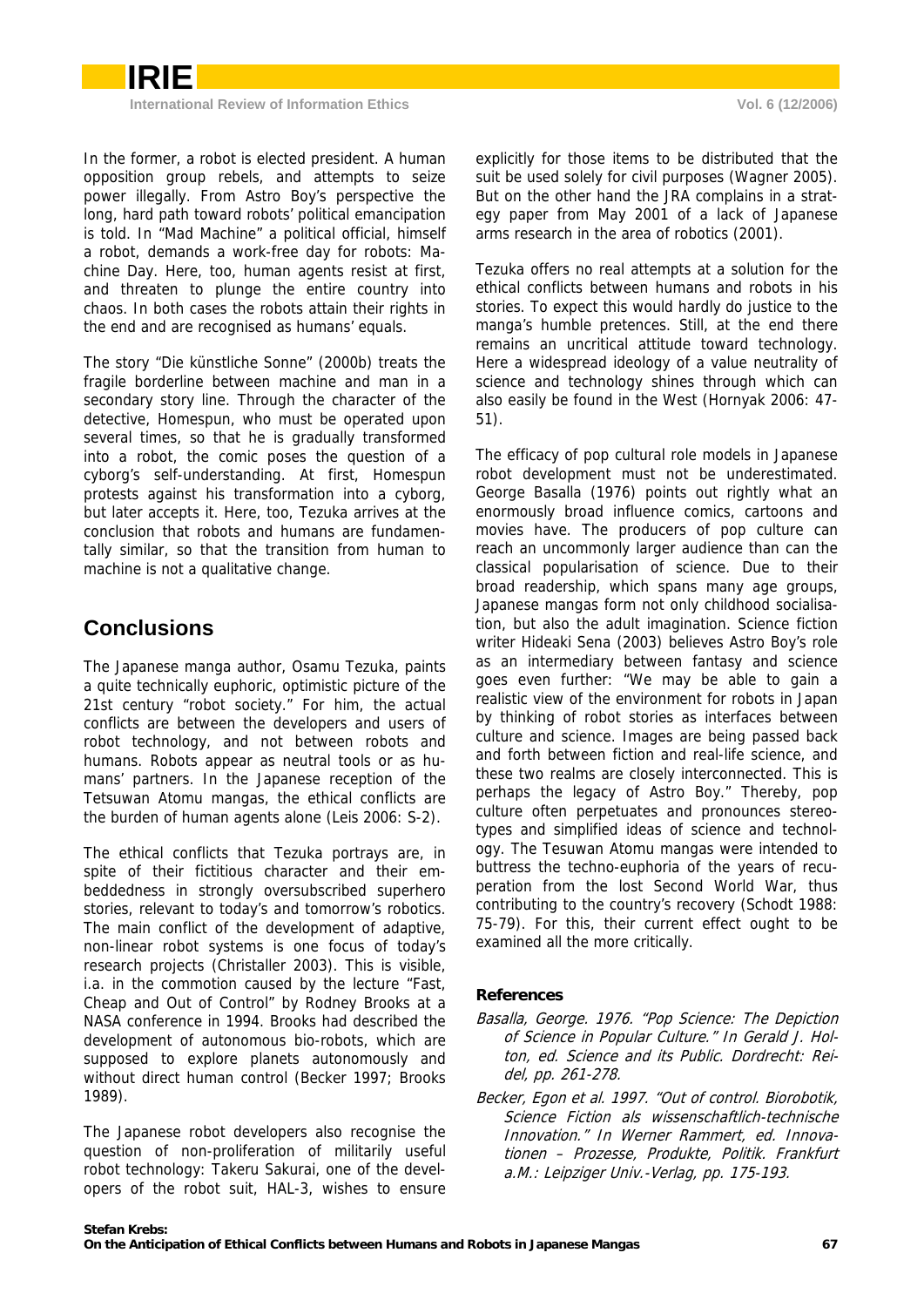In the former, a robot is elected president. A human opposition group rebels, and attempts to seize power illegally. From Astro Boy's perspective the long, hard path toward robots' political emancipation is told. In "Mad Machine" a political official, himself a robot, demands a work-free day for robots: Machine Day. Here, too, human agents resist at first, and threaten to plunge the entire country into chaos. In both cases the robots attain their rights in the end and are recognised as humans' equals.

The story "Die künstliche Sonne" (2000b) treats the fragile borderline between machine and man in a secondary story line. Through the character of the detective, Homespun, who must be operated upon several times, so that he is gradually transformed into a robot, the comic poses the question of a cyborg's self-understanding. At first, Homespun protests against his transformation into a cyborg, but later accepts it. Here, too, Tezuka arrives at the conclusion that robots and humans are fundamentally similar, so that the transition from human to machine is not a qualitative change.

## Conclusions

The Japanese manga author, Osamu Tezuka, paints a quite technically euphoric, optimistic picture of the 21st century "robot society." For him, the actual conflicts are between the developers and users of robot technology, and not between robots and humans. Robots appear as neutral tools or as humans' partners. In the Japanese reception of the Tetsuwan Atomu mangas, the ethical conflicts are the burden of human agents alone (Leis 2006: S-2).

The ethical conflicts that Tezuka portrays are, in spite of their fictitious character and their embeddedness in strongly oversubscribed superhero stories, relevant to today's and tomorrow's robotics. The main conflict of the development of adaptive, non-linear robot systems is one focus of today's research projects (Christaller 2003). This is visible, i.a. in the commotion caused by the lecture "Fast, Cheap and Out of Control" by Rodney Brooks at a NASA conference in 1994. Brooks had described the development of autonomous bio-robots, which are supposed to explore planets autonomously and without direct human control (Becker 1997; Brooks 1989).

The Japanese robot developers also recognise the question of non-proliferation of militarily useful robot technology: Takeru Sakurai, one of the developers of the robot suit, HAL-3, wishes to ensure explicitly for those items to be distributed that the suit be used solely for civil purposes (Wagner 2005). But on the other hand the JRA complains in a strategy paper from May 2001 of a lack of Japanese arms research in the area of robotics (2001).

Tezuka offers no real attempts at a solution for the ethical conflicts between humans and robots in his stories. To expect this would hardly do justice to the manga's humble pretences. Still, at the end there remains an uncritical attitude toward technology. Here a widespread ideology of a value neutrality of science and technology shines through which can also easily be found in the West (Hornyak 2006: 47-51).

The efficacy of pop cultural role models in Japanese robot development must not be underestimated. George Basalla (1976) points out rightly what an enormously broad influence comics, cartoons and movies have. The producers of pop culture can reach an uncommonly larger audience than can the classical popularisation of science. Due to their broad readership, which spans many age groups, Japanese mangas form not only childhood socialisation, but also the adult imagination. Science fiction writer Hideaki Sena (2003) believes Astro Boy's role as an intermediary between fantasy and science goes even further: "We may be able to gain a realistic view of the environment for robots in Japan by thinking of robot stories as interfaces between culture and science. Images are being passed back and forth between fiction and real-life science, and these two realms are closely interconnected. This is perhaps the legacy of Astro Boy." Thereby, pop culture often perpetuates and pronounces stereotypes and simplified ideas of science and technology. The Tesuwan Atomu mangas were intended to buttress the techno-euphoria of the years of recuperation from the lost Second World War, thus contributing to the country's recovery (Schodt 1988: 75-79). For this, their current effect ought to be examined all the more critically.

### References

*Basalla, George. 1976. "Pop Science: The Depiction of Science in Popular Culture." In Gerald J. Holton, ed. Science and its Public. Dordrecht: Reidel, pp. 261-278.*

*Becker, Egon et al. 1997. "Out of control. Biorobotik, Science Fiction als wissenschaftlich-technische Innovation." In Werner Rammert, ed. Innovationen – Prozesse, Produkte, Politik. Frankfurt a.M.: Leipziger Univ.-Verlag, pp. 175-193.*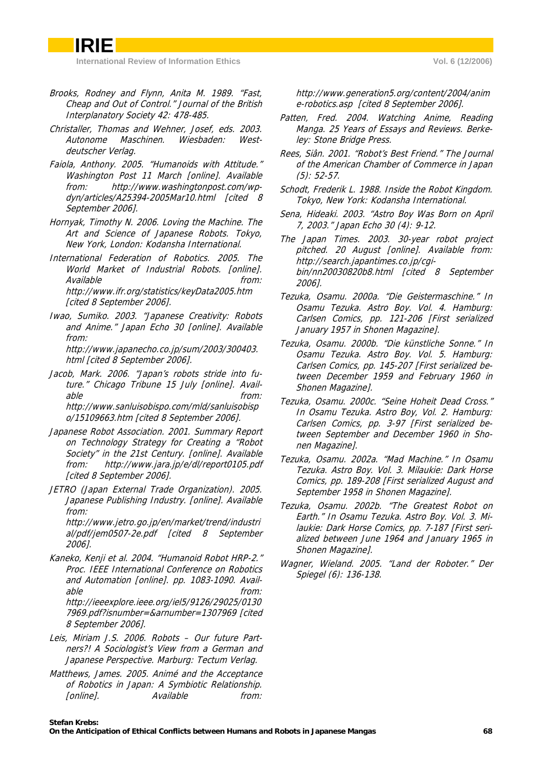*Brooks, Rodney and Flynn, Anita M. 1989. "Fast, Cheap and Out of Control." Journal of the British Interplanatory Society 42: 478-485.*

*Christaller, Thomas and Wehner, Josef, eds. 2003. Autonome Maschinen. Wiesbaden: Westdeutscher Verlag.*

*Faiola, Anthony. 2005. "Humanoids with Attitude." Washington Post 11 March [online]. Available from: http://www.washingtonpost.com/wp-dyn/articles/A25394-2005Mar10.html [cited 8 September 2006].*

*Hornyak, Timothy N. 2006. Loving the Machine. The Art and Science of Japanese Robots. Tokyo, New York, London: Kodansha International.*

*International Federation of Robotics. 2005. The World Market of Industrial Robots. [online]. Available from: http://www.ifr.org/statistics/keyData2005.htm [cited 8 September 2006].*

*Iwao, Sumiko. 2003. "Japanese Creativity: Robots and Anime." Japan Echo 30 [online]. Available from: http://www.japanecho.co.jp/sum/2003/300403.html [cited 8 September 2006].*

*Jacob, Mark. 2006. "Japan's robots stride into future." Chicago Tribune 15 July [online]. Available from: http://www.sanluisobispo.com/mld/sanluisobispo/15109663.htm [cited 8 September 2006].*

*Japanese Robot Association. 2001. Summary Report on Technology Strategy for Creating a "Robot Society" in the 21st Century. [online]. Available from: http://www.jara.jp/e/dl/report0105.pdf [cited 8 September 2006].*

*JETRO (Japan External Trade Organization). 2005. Japanese Publishing Industry. [online]. Available from: http://www.jetro.go.jp/en/market/trend/industrial/pdf/jem0507-2e.pdf [cited 8 September 2006].*

*Kaneko, Kenji et al. 2004. "Humanoid Robot HRP-2." Proc. IEEE International Conference on Robotics and Automation [online]. pp. 1083-1090. Available from: http://ieeexplore.ieee.org/iel5/9126/29025/01307969.pdf?isnumber=&arnumber=1307969 [cited 8 September 2006].*

*Leis, Miriam J.S. 2006. Robots – Our future Partners?! A Sociologist's View from a German and Japanese Perspective. Marburg: Tectum Verlag.*

*Matthews, James. 2005. Animé and the Acceptance of Robotics in Japan: A Symbiotic Relationship. [online]. Available from: http://www.generation5.org/content/2004/anime-robotics.asp [cited 8 September 2006].*

*Patten, Fred. 2004. Watching Anime, Reading Manga. 25 Years of Essays and Reviews. Berkeley: Stone Bridge Press.*

*Rees, Siân. 2001. "Robot's Best Friend." The Journal of the American Chamber of Commerce in Japan (5): 52-57.*

*Schodt, Frederik L. 1988. Inside the Robot Kingdom. Tokyo, New York: Kodansha International.*

*Sena, Hideaki. 2003. "Astro Boy Was Born on April 7, 2003." Japan Echo 30 (4): 9-12.*

*The Japan Times. 2003. 30-year robot project pitched. 20 August [online]. Available from: http://search.japantimes.co.jp/cgi-bin/nn20030820b8.html [cited 8 September 2006].*

*Tezuka, Osamu. 2000a. "Die Geistermaschine." In Osamu Tezuka. Astro Boy. Vol. 4. Hamburg: Carlsen Comics, pp. 121-206 [First serialized January 1957 in Shonen Magazine].*

*Tezuka, Osamu. 2000b. "Die künstliche Sonne." In Osamu Tezuka. Astro Boy. Vol. 5. Hamburg: Carlsen Comics, pp. 145-207 [First serialized between December 1959 and February 1960 in Shonen Magazine].*

*Tezuka, Osamu. 2000c. "Seine Hoheit Dead Cross." In Osamu Tezuka. Astro Boy, Vol. 2. Hamburg: Carlsen Comics, pp. 3-97 [First serialized between September and December 1960 in Shonen Magazine].*

*Tezuka, Osamu. 2002a. "Mad Machine." In Osamu Tezuka. Astro Boy. Vol. 3. Milaukie: Dark Horse Comics, pp. 189-208 [First serialized August and September 1958 in Shonen Magazine].*

*Tezuka, Osamu. 2002b. "The Greatest Robot on Earth." In Osamu Tezuka. Astro Boy. Vol. 3. Milaukie: Dark Horse Comics, pp. 7-187 [First serialized between June 1964 and January 1965 in Shonen Magazine].*

*Wagner, Wieland. 2005. "Land der Roboter." Der Spiegel (6): 136-138.*